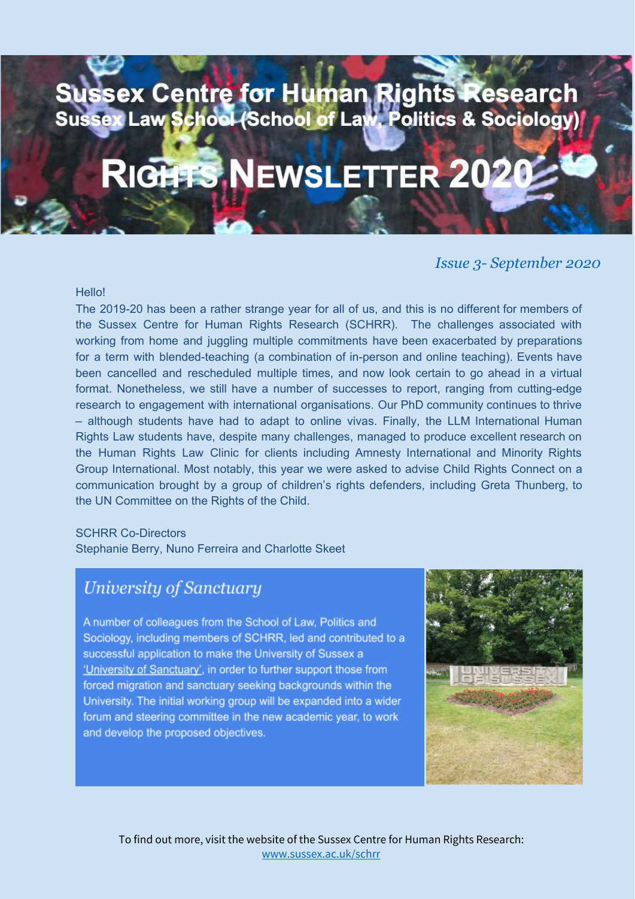# Sussex Centre for Human Rights Research

## Sussex Law School (School of Law, Politics & Sociology)

# RIGHTS NEWSLETTER 2020

*Issue 3- September 2020*

Hello!

The 2019-20 has been a rather strange year for all of us, and this is no different for members of the Sussex Centre for Human Rights Research (SCHRR). The challenges associated with working from home and juggling multiple commitments have been exacerbated by preparations for a term with blended-teaching (a combination of in-person and online teaching). Events have been cancelled and rescheduled multiple times, and now look certain to go ahead in a virtual format. Nonetheless, we still have a number of successes to report, ranging from cutting-edge research to engagement with international organisations. Our PhD community continues to thrive – although students have had to adapt to online vivas. Finally, the LLM International Human Rights Law students have, despite many challenges, managed to produce excellent research on the Human Rights Law Clinic for clients including Amnesty International and Minority Rights Group International. Most notably, this year we were asked to advise Child Rights Connect on a communication brought by a group of children's rights defenders, including Greta Thunberg, to the UN Committee on the Rights of the Child.

SCHRR Co-Directors
Stephanie Berry, Nuno Ferreira and Charlotte Skeet

## *University of Sanctuary*

A number of colleagues from the School of Law, Politics and Sociology, including members of SCHRR, led and contributed to a successful application to make the University of Sussex a 'University of Sanctuary', in order to further support those from forced migration and sanctuary seeking backgrounds within the University. The initial working group will be expanded into a wider forum and steering committee in the new academic year, to work and develop the proposed objectives.

To find out more, visit the website of the Sussex Centre for Human Rights Research: www.sussex.ac.uk/schrr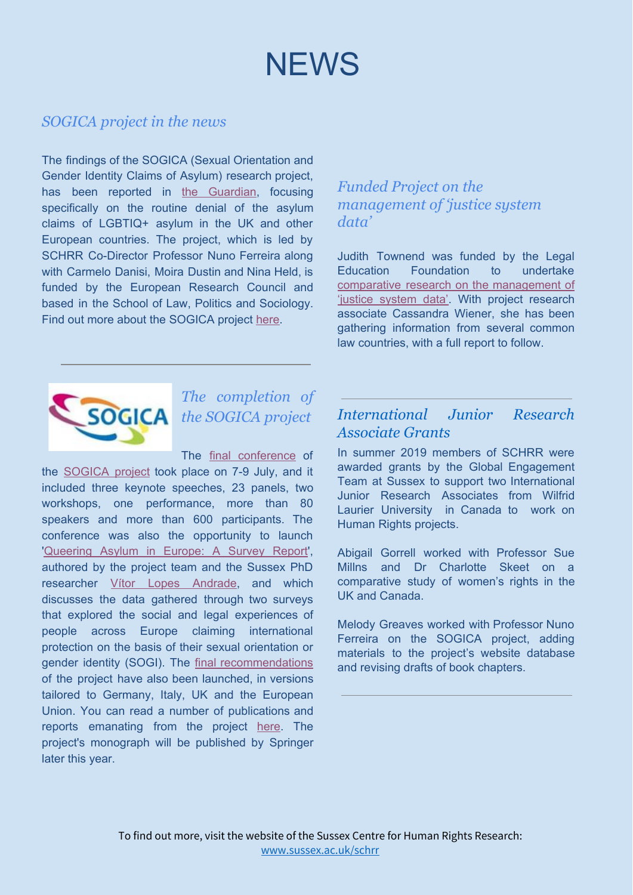# NEWS

## *SOGICA project in the news*

The findings of the SOGICA (Sexual Orientation and Gender Identity Claims of Asylum) research project, has been reported in the Guardian, focusing specifically on the routine denial of the asylum claims of LGBTIQ+ asylum in the UK and other European countries. The project, which is led by SCHRR Co-Director Professor Nuno Ferreira along with Carmelo Danisi, Moira Dustin and Nina Held, is funded by the European Research Council and based in the School of Law, Politics and Sociology. Find out more about the SOGICA project here.

---

## *The completion of the SOGICA project*

The final conference of the SOGICA project took place on 7-9 July, and it included three keynote speeches, 23 panels, two workshops, one performance, more than 80 speakers and more than 600 participants. The conference was also the opportunity to launch 'Queering Asylum in Europe: A Survey Report', authored by the project team and the Sussex PhD researcher Vítor Lopes Andrade, and which discusses the data gathered through two surveys that explored the social and legal experiences of people across Europe claiming international protection on the basis of their sexual orientation or gender identity (SOGI). The final recommendations of the project have also been launched, in versions tailored to Germany, Italy, UK and the European Union. You can read a number of publications and reports emanating from the project here. The project's monograph will be published by Springer later this year.

## *Funded Project on the management of 'justice system data'*

Judith Townend was funded by the Legal Education Foundation to undertake comparative research on the management of 'justice system data'. With project research associate Cassandra Wiener, she has been gathering information from several common law countries, with a full report to follow.

---

## *International Junior Research Associate Grants*

In summer 2019 members of SCHRR were awarded grants by the Global Engagement Team at Sussex to support two International Junior Research Associates from Wilfrid Laurier University in Canada to work on Human Rights projects.

Abigail Gorrell worked with Professor Sue Millns and Dr Charlotte Skeet on a comparative study of women's rights in the UK and Canada.

Melody Greaves worked with Professor Nuno Ferreira on the SOGICA project, adding materials to the project's website database and revising drafts of book chapters.

---

To find out more, visit the website of the Sussex Centre for Human Rights Research: www.sussex.ac.uk/schrr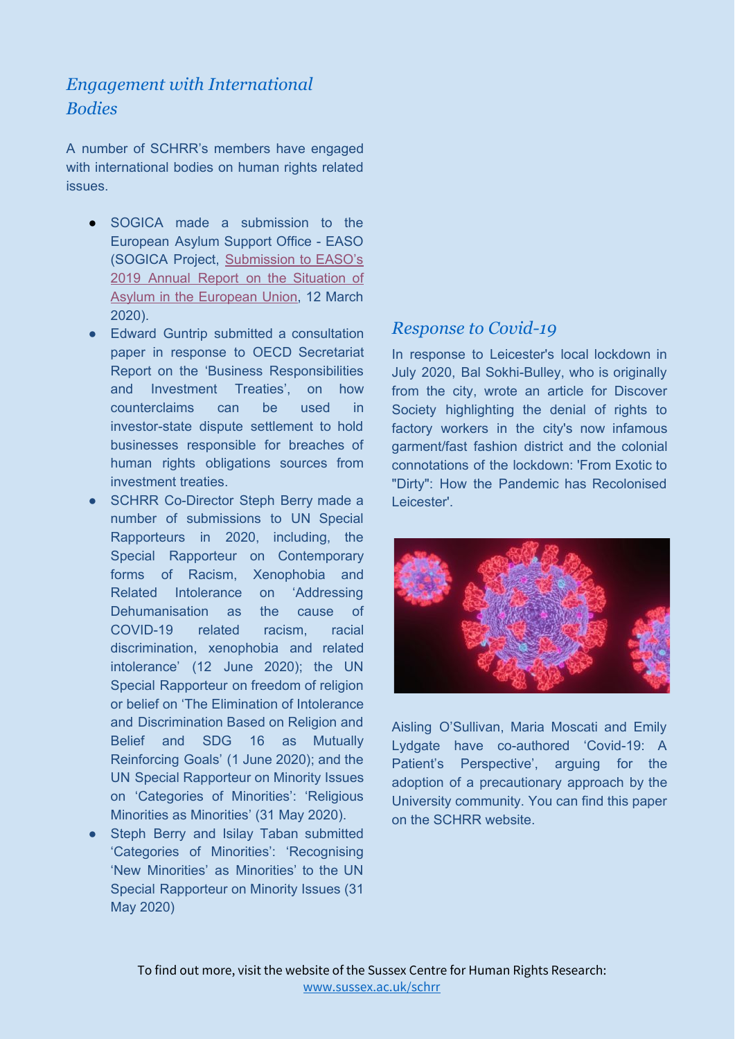## *Engagement with International Bodies*

A number of SCHRR's members have engaged with international bodies on human rights related issues.

- SOGICA made a submission to the European Asylum Support Office - EASO (SOGICA Project, Submission to EASO's 2019 Annual Report on the Situation of Asylum in the European Union, 12 March 2020).
- Edward Guntrip submitted a consultation paper in response to OECD Secretariat Report on the 'Business Responsibilities and Investment Treaties', on how counterclaims can be used in investor-state dispute settlement to hold businesses responsible for breaches of human rights obligations sources from investment treaties.
- SCHRR Co-Director Steph Berry made a number of submissions to UN Special Rapporteurs in 2020, including, the Special Rapporteur on Contemporary forms of Racism, Xenophobia and Related Intolerance on 'Addressing Dehumanisation as the cause of COVID-19 related racism, racial discrimination, xenophobia and related intolerance' (12 June 2020); the UN Special Rapporteur on freedom of religion or belief on 'The Elimination of Intolerance and Discrimination Based on Religion and Belief and SDG 16 as Mutually Reinforcing Goals' (1 June 2020); and the UN Special Rapporteur on Minority Issues on 'Categories of Minorities': 'Religious Minorities as Minorities' (31 May 2020).
- Steph Berry and Isilay Taban submitted 'Categories of Minorities': 'Recognising 'New Minorities' as Minorities' to the UN Special Rapporteur on Minority Issues (31 May 2020)

## *Response to Covid-19*

In response to Leicester's local lockdown in July 2020, Bal Sokhi-Bulley, who is originally from the city, wrote an article for Discover Society highlighting the denial of rights to factory workers in the city's now infamous garment/fast fashion district and the colonial connotations of the lockdown: 'From Exotic to "Dirty": How the Pandemic has Recolonised Leicester'.

Aisling O'Sullivan, Maria Moscati and Emily Lydgate have co-authored 'Covid-19: A Patient's Perspective', arguing for the adoption of a precautionary approach by the University community. You can find this paper on the SCHRR website.

To find out more, visit the website of the Sussex Centre for Human Rights Research: www.sussex.ac.uk/schrr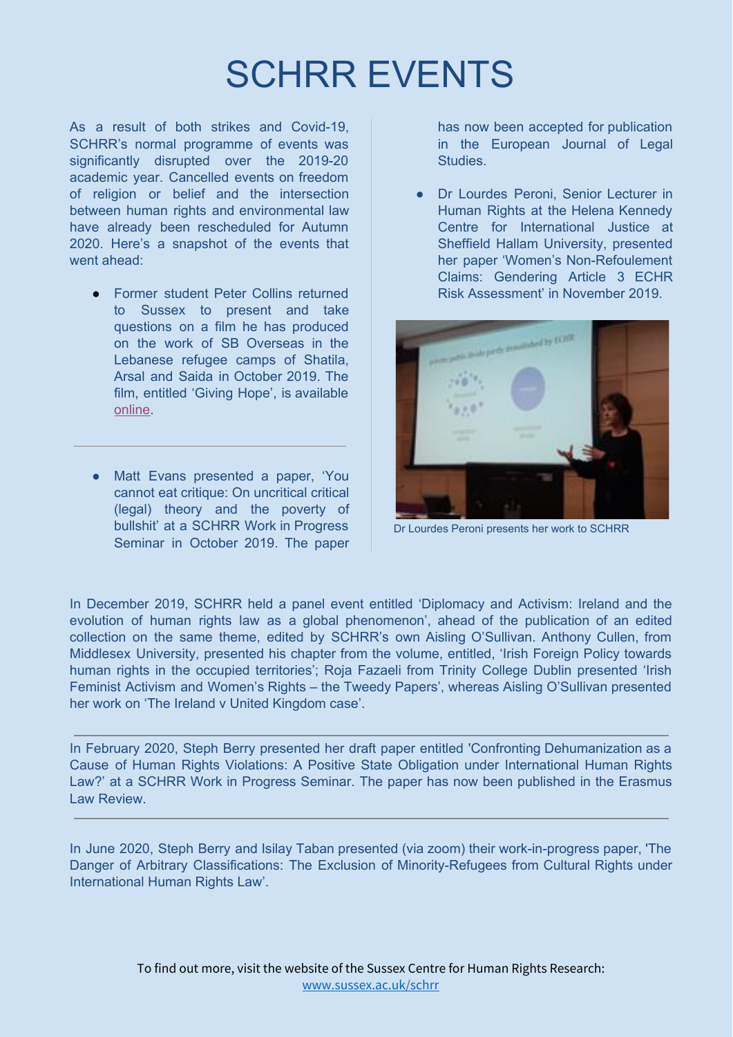# SCHRR EVENTS

As a result of both strikes and Covid-19, SCHRR's normal programme of events was significantly disrupted over the 2019-20 academic year. Cancelled events on freedom of religion or belief and the intersection between human rights and environmental law have already been rescheduled for Autumn 2020. Here's a snapshot of the events that went ahead:

- Former student Peter Collins returned to Sussex to present and take questions on a film he has produced on the work of SB Overseas in the Lebanese refugee camps of Shatila, Arsal and Saida in October 2019. The film, entitled 'Giving Hope', is available online.

---

- Matt Evans presented a paper, 'You cannot eat critique: On uncritical critical (legal) theory and the poverty of bullshit' at a SCHRR Work in Progress Seminar in October 2019. The paper has now been accepted for publication in the European Journal of Legal Studies.

- Dr Lourdes Peroni, Senior Lecturer in Human Rights at the Helena Kennedy Centre for International Justice at Sheffield Hallam University, presented her paper 'Women's Non-Refoulement Claims: Gendering Article 3 ECHR Risk Assessment' in November 2019.

Dr Lourdes Peroni presents her work to SCHRR

In December 2019, SCHRR held a panel event entitled 'Diplomacy and Activism: Ireland and the evolution of human rights law as a global phenomenon', ahead of the publication of an edited collection on the same theme, edited by SCHRR's own Aisling O'Sullivan. Anthony Cullen, from Middlesex University, presented his chapter from the volume, entitled, 'Irish Foreign Policy towards human rights in the occupied territories'; Roja Fazaeli from Trinity College Dublin presented 'Irish Feminist Activism and Women's Rights – the Tweedy Papers', whereas Aisling O'Sullivan presented her work on 'The Ireland v United Kingdom case'.

---

In February 2020, Steph Berry presented her draft paper entitled 'Confronting Dehumanization as a Cause of Human Rights Violations: A Positive State Obligation under International Human Rights Law?' at a SCHRR Work in Progress Seminar. The paper has now been published in the Erasmus Law Review.

---

In June 2020, Steph Berry and Isilay Taban presented (via zoom) their work-in-progress paper, 'The Danger of Arbitrary Classifications: The Exclusion of Minority-Refugees from Cultural Rights under International Human Rights Law'.

To find out more, visit the website of the Sussex Centre for Human Rights Research: www.sussex.ac.uk/schrr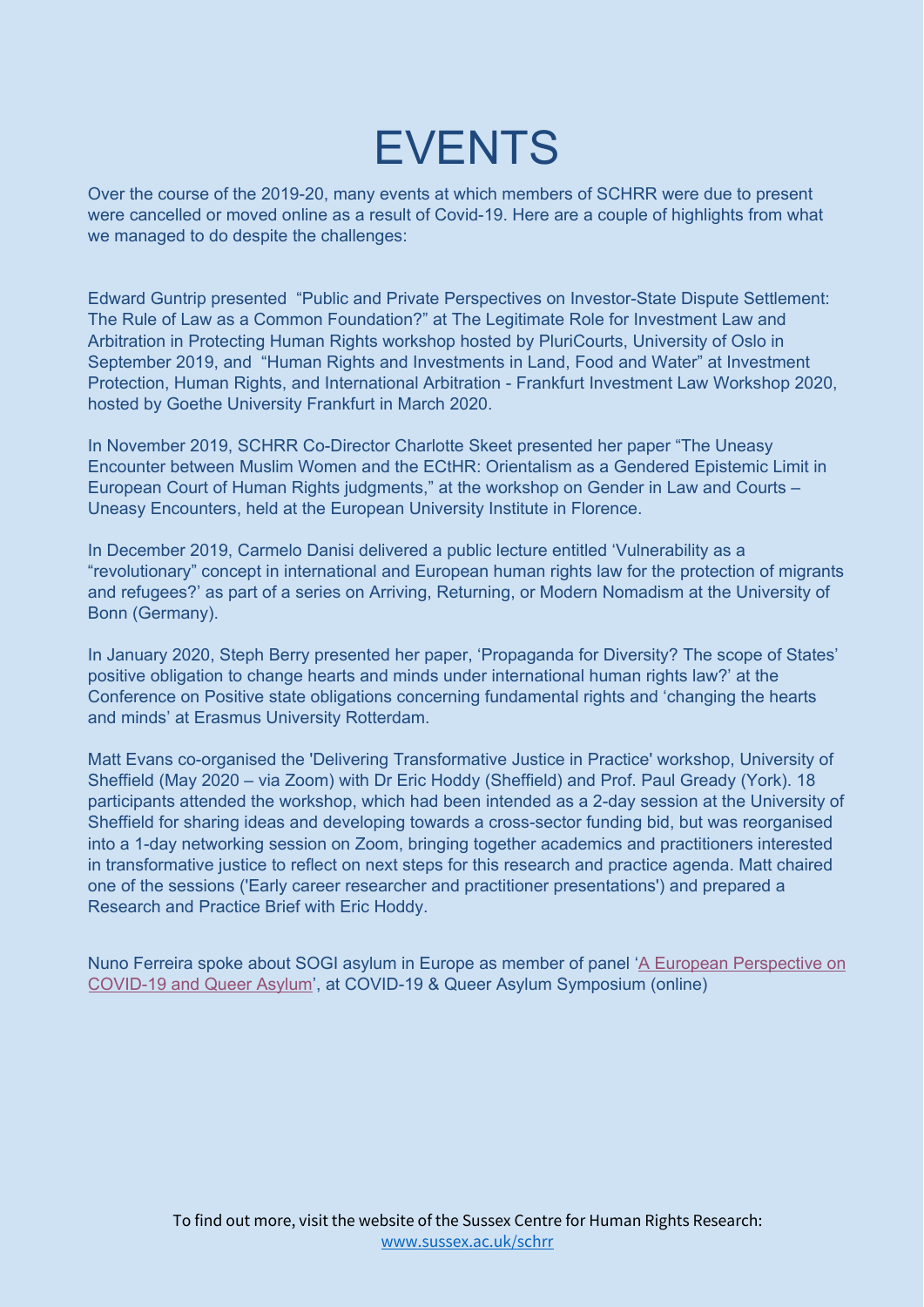# EVENTS

Over the course of the 2019-20, many events at which members of SCHRR were due to present were cancelled or moved online as a result of Covid-19. Here are a couple of highlights from what we managed to do despite the challenges:

Edward Guntrip presented "Public and Private Perspectives on Investor-State Dispute Settlement: The Rule of Law as a Common Foundation?" at The Legitimate Role for Investment Law and Arbitration in Protecting Human Rights workshop hosted by PluriCourts, University of Oslo in September 2019, and "Human Rights and Investments in Land, Food and Water" at Investment Protection, Human Rights, and International Arbitration - Frankfurt Investment Law Workshop 2020, hosted by Goethe University Frankfurt in March 2020.

In November 2019, SCHRR Co-Director Charlotte Skeet presented her paper "The Uneasy Encounter between Muslim Women and the ECtHR: Orientalism as a Gendered Epistemic Limit in European Court of Human Rights judgments," at the workshop on Gender in Law and Courts – Uneasy Encounters, held at the European University Institute in Florence.

In December 2019, Carmelo Danisi delivered a public lecture entitled 'Vulnerability as a "revolutionary" concept in international and European human rights law for the protection of migrants and refugees?' as part of a series on Arriving, Returning, or Modern Nomadism at the University of Bonn (Germany).

In January 2020, Steph Berry presented her paper, 'Propaganda for Diversity? The scope of States' positive obligation to change hearts and minds under international human rights law?' at the Conference on Positive state obligations concerning fundamental rights and 'changing the hearts and minds' at Erasmus University Rotterdam.

Matt Evans co-organised the 'Delivering Transformative Justice in Practice' workshop, University of Sheffield (May 2020 – via Zoom) with Dr Eric Hoddy (Sheffield) and Prof. Paul Gready (York). 18 participants attended the workshop, which had been intended as a 2-day session at the University of Sheffield for sharing ideas and developing towards a cross-sector funding bid, but was reorganised into a 1-day networking session on Zoom, bringing together academics and practitioners interested in transformative justice to reflect on next steps for this research and practice agenda. Matt chaired one of the sessions ('Early career researcher and practitioner presentations') and prepared a Research and Practice Brief with Eric Hoddy.

Nuno Ferreira spoke about SOGI asylum in Europe as member of panel 'A European Perspective on COVID-19 and Queer Asylum', at COVID-19 & Queer Asylum Symposium (online)

To find out more, visit the website of the Sussex Centre for Human Rights Research: www.sussex.ac.uk/schrr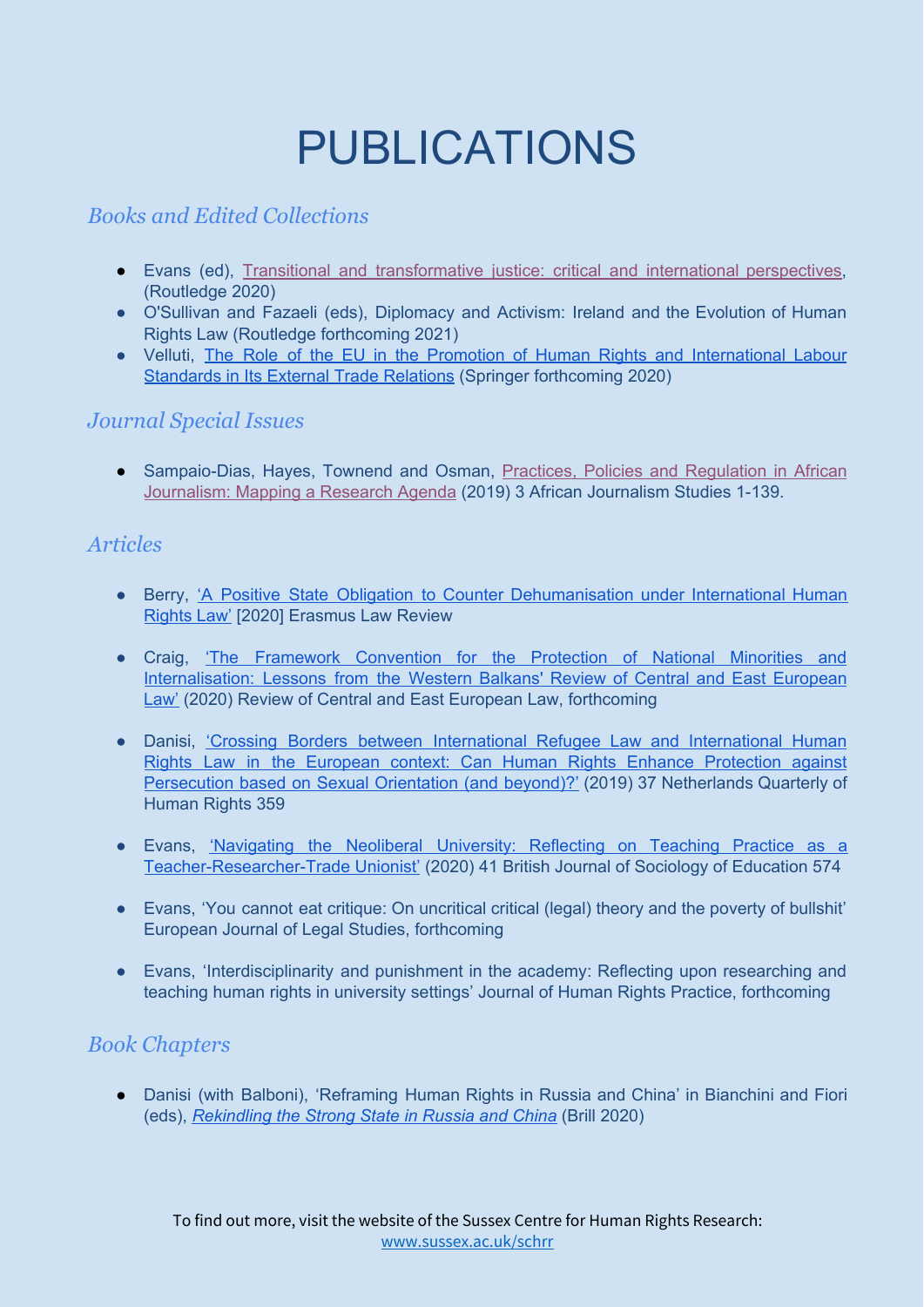# PUBLICATIONS

## *Books and Edited Collections*

- Evans (ed), Transitional and transformative justice: critical and international perspectives, (Routledge 2020)
- O'Sullivan and Fazaeli (eds), Diplomacy and Activism: Ireland and the Evolution of Human Rights Law (Routledge forthcoming 2021)
- Velluti, The Role of the EU in the Promotion of Human Rights and International Labour Standards in Its External Trade Relations (Springer forthcoming 2020)

## *Journal Special Issues*

- Sampaio-Dias, Hayes, Townend and Osman, Practices, Policies and Regulation in African Journalism: Mapping a Research Agenda (2019) 3 African Journalism Studies 1-139.

## *Articles*

- Berry, 'A Positive State Obligation to Counter Dehumanisation under International Human Rights Law' [2020] Erasmus Law Review

- Craig, 'The Framework Convention for the Protection of National Minorities and Internalisation: Lessons from the Western Balkans' Review of Central and East European Law' (2020) Review of Central and East European Law, forthcoming

- Danisi, 'Crossing Borders between International Refugee Law and International Human Rights Law in the European context: Can Human Rights Enhance Protection against Persecution based on Sexual Orientation (and beyond)?' (2019) 37 Netherlands Quarterly of Human Rights 359

- Evans, 'Navigating the Neoliberal University: Reflecting on Teaching Practice as a Teacher-Researcher-Trade Unionist' (2020) 41 British Journal of Sociology of Education 574

- Evans, 'You cannot eat critique: On uncritical critical (legal) theory and the poverty of bullshit' European Journal of Legal Studies, forthcoming

- Evans, 'Interdisciplinarity and punishment in the academy: Reflecting upon researching and teaching human rights in university settings' Journal of Human Rights Practice, forthcoming

## *Book Chapters*

- Danisi (with Balboni), 'Reframing Human Rights in Russia and China' in Bianchini and Fiori (eds), *Rekindling the Strong State in Russia and China* (Brill 2020)

To find out more, visit the website of the Sussex Centre for Human Rights Research:
www.sussex.ac.uk/schrr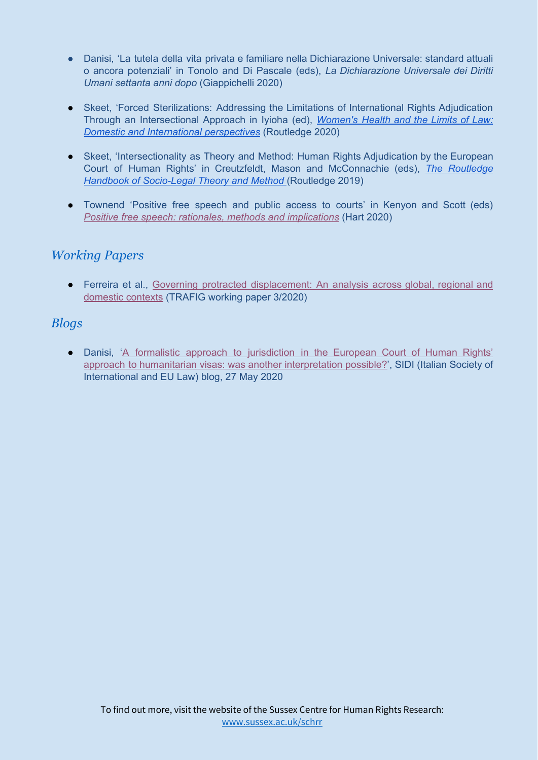- Danisi, 'La tutela della vita privata e familiare nella Dichiarazione Universale: standard attuali o ancora potenziali' in Tonolo and Di Pascale (eds), *La Dichiarazione Universale dei Diritti Umani settanta anni dopo* (Giappichelli 2020)

- Skeet, 'Forced Sterilizations: Addressing the Limitations of International Rights Adjudication Through an Intersectional Approach in Iyioha (ed), *Women's Health and the Limits of Law: Domestic and International perspectives* (Routledge 2020)

- Skeet, 'Intersectionality as Theory and Method: Human Rights Adjudication by the European Court of Human Rights' in Creutzfeldt, Mason and McConnachie (eds), *The Routledge Handbook of Socio-Legal Theory and Method* (Routledge 2019)

- Townend 'Positive free speech and public access to courts' in Kenyon and Scott (eds) *Positive free speech: rationales, methods and implications* (Hart 2020)

## *Working Papers*

- Ferreira et al., Governing protracted displacement: An analysis across global, regional and domestic contexts (TRAFIG working paper 3/2020)

## *Blogs*

- Danisi, 'A formalistic approach to jurisdiction in the European Court of Human Rights' approach to humanitarian visas: was another interpretation possible?', SIDI (Italian Society of International and EU Law) blog, 27 May 2020

To find out more, visit the website of the Sussex Centre for Human Rights Research: www.sussex.ac.uk/schrr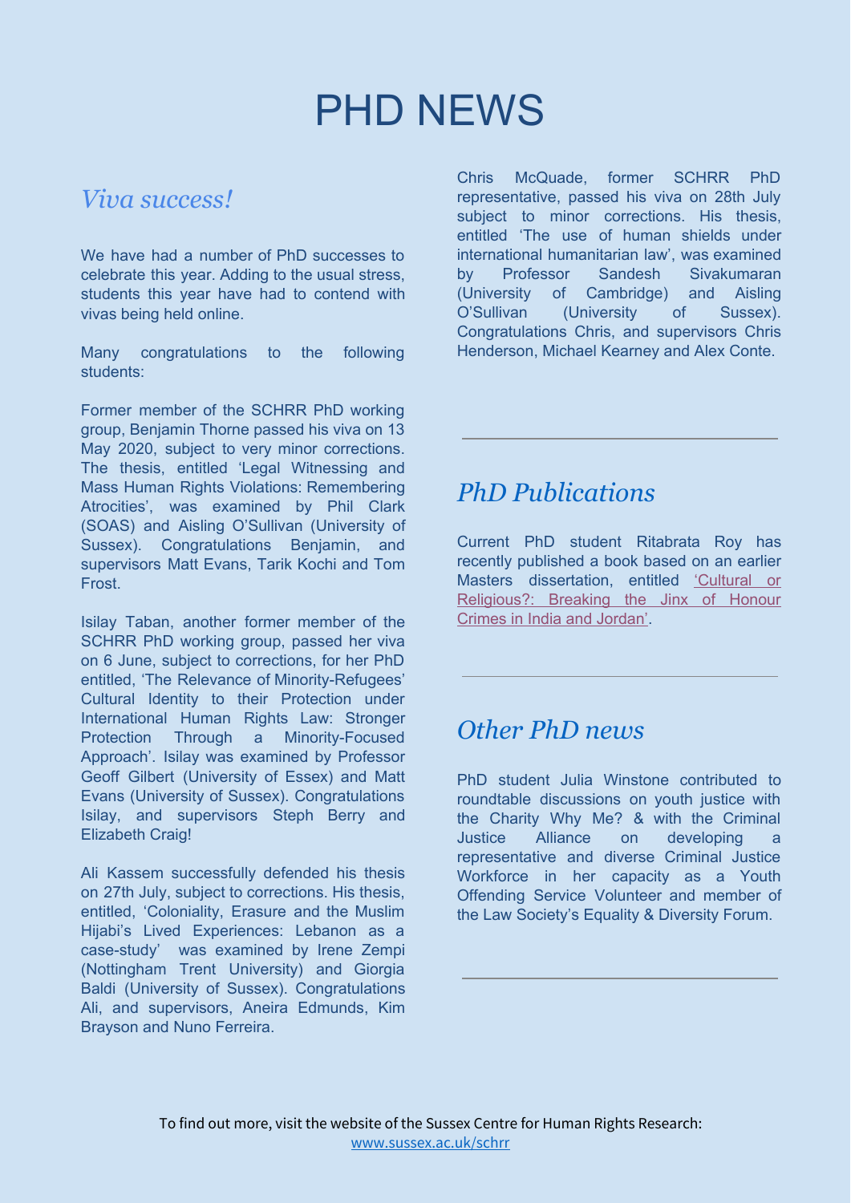# PHD NEWS

## *Viva success!*

We have had a number of PhD successes to celebrate this year. Adding to the usual stress, students this year have had to contend with vivas being held online.

Many congratulations to the following students:

Former member of the SCHRR PhD working group, Benjamin Thorne passed his viva on 13 May 2020, subject to very minor corrections. The thesis, entitled 'Legal Witnessing and Mass Human Rights Violations: Remembering Atrocities', was examined by Phil Clark (SOAS) and Aisling O'Sullivan (University of Sussex). Congratulations Benjamin, and supervisors Matt Evans, Tarik Kochi and Tom Frost.

Isilay Taban, another former member of the SCHRR PhD working group, passed her viva on 6 June, subject to corrections, for her PhD entitled, 'The Relevance of Minority-Refugees' Cultural Identity to their Protection under International Human Rights Law: Stronger Protection Through a Minority-Focused Approach'. Isilay was examined by Professor Geoff Gilbert (University of Essex) and Matt Evans (University of Sussex). Congratulations Isilay, and supervisors Steph Berry and Elizabeth Craig!

Ali Kassem successfully defended his thesis on 27th July, subject to corrections. His thesis, entitled, 'Coloniality, Erasure and the Muslim Hijabi's Lived Experiences: Lebanon as a case-study' was examined by Irene Zempi (Nottingham Trent University) and Giorgia Baldi (University of Sussex). Congratulations Ali, and supervisors, Aneira Edmunds, Kim Brayson and Nuno Ferreira.

Chris McQuade, former SCHRR PhD representative, passed his viva on 28th July subject to minor corrections. His thesis, entitled 'The use of human shields under international humanitarian law', was examined by Professor Sandesh Sivakumaran (University of Cambridge) and Aisling O'Sullivan (University of Sussex). Congratulations Chris, and supervisors Chris Henderson, Michael Kearney and Alex Conte.

---

## *PhD Publications*

Current PhD student Ritabrata Roy has recently published a book based on an earlier Masters dissertation, entitled 'Cultural or Religious?: Breaking the Jinx of Honour Crimes in India and Jordan'.

---

## *Other PhD news*

PhD student Julia Winstone contributed to roundtable discussions on youth justice with the Charity Why Me? & with the Criminal Justice Alliance on developing a representative and diverse Criminal Justice Workforce in her capacity as a Youth Offending Service Volunteer and member of the Law Society's Equality & Diversity Forum.

---

To find out more, visit the website of the Sussex Centre for Human Rights Research: www.sussex.ac.uk/schrr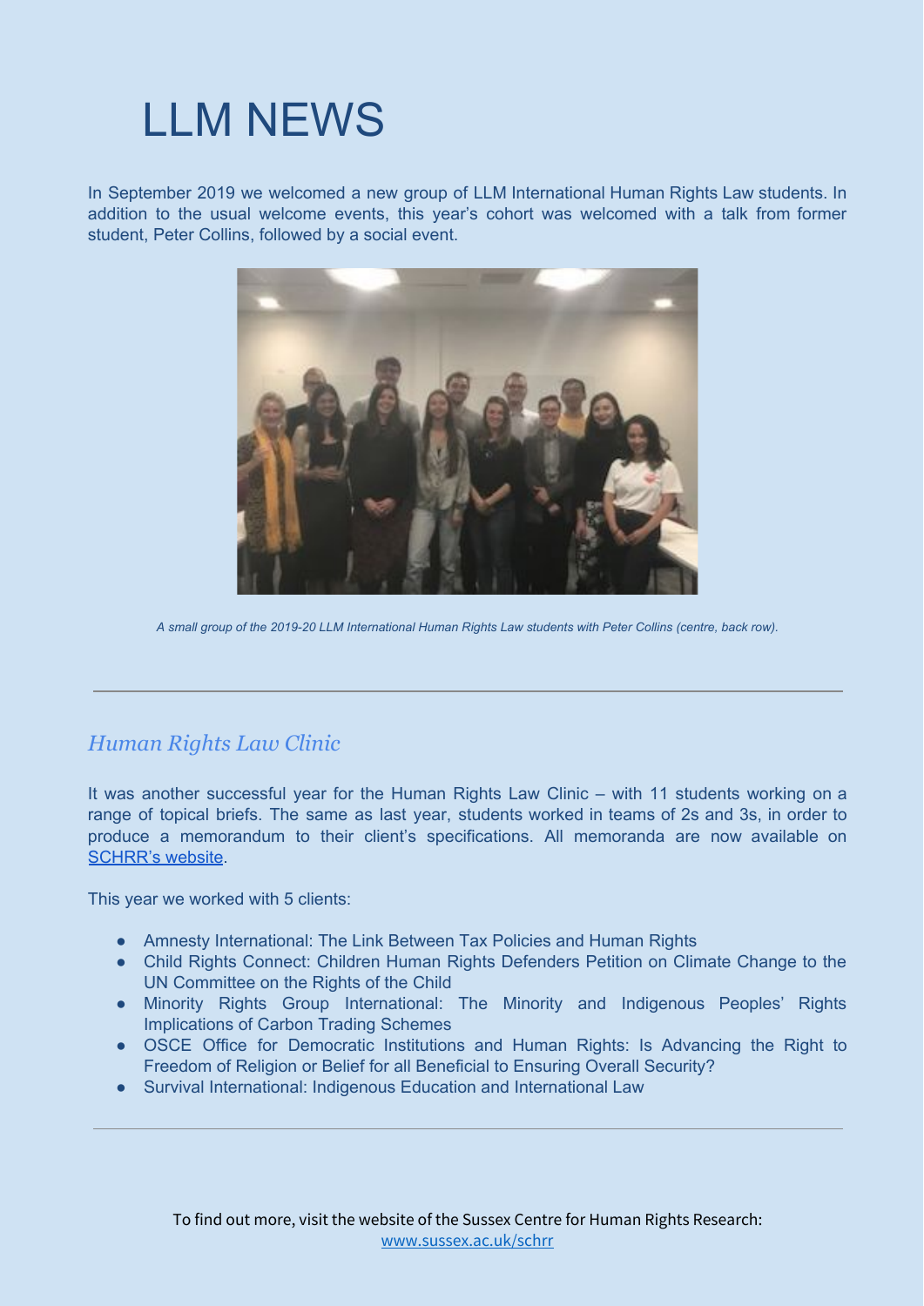# LLM NEWS

In September 2019 we welcomed a new group of LLM International Human Rights Law students. In addition to the usual welcome events, this year's cohort was welcomed with a talk from former student, Peter Collins, followed by a social event.

*A small group of the 2019-20 LLM International Human Rights Law students with Peter Collins (centre, back row).*

---

## *Human Rights Law Clinic*

It was another successful year for the Human Rights Law Clinic – with 11 students working on a range of topical briefs. The same as last year, students worked in teams of 2s and 3s, in order to produce a memorandum to their client's specifications. All memoranda are now available on SCHRR's website.

This year we worked with 5 clients:

- Amnesty International: The Link Between Tax Policies and Human Rights
- Child Rights Connect: Children Human Rights Defenders Petition on Climate Change to the UN Committee on the Rights of the Child
- Minority Rights Group International: The Minority and Indigenous Peoples' Rights Implications of Carbon Trading Schemes
- OSCE Office for Democratic Institutions and Human Rights: Is Advancing the Right to Freedom of Religion or Belief for all Beneficial to Ensuring Overall Security?
- Survival International: Indigenous Education and International Law

---

To find out more, visit the website of the Sussex Centre for Human Rights Research: www.sussex.ac.uk/schrr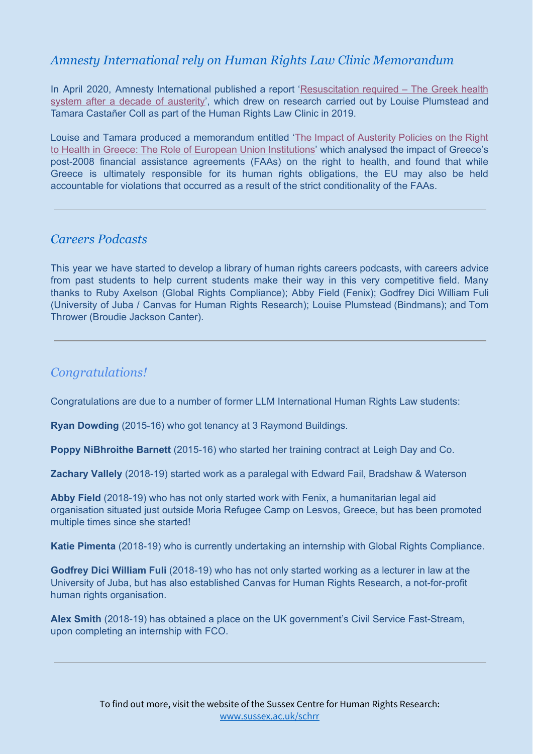## *Amnesty International rely on Human Rights Law Clinic Memorandum*

In April 2020, Amnesty International published a report '[Resuscitation required – The Greek health system after a decade of austerity]', which drew on research carried out by Louise Plumstead and Tamara Castañer Coll as part of the Human Rights Law Clinic in 2019.

Louise and Tamara produced a memorandum entitled '[The Impact of Austerity Policies on the Right to Health in Greece: The Role of European Union Institutions]' which analysed the impact of Greece's post-2008 financial assistance agreements (FAAs) on the right to health, and found that while Greece is ultimately responsible for its human rights obligations, the EU may also be held accountable for violations that occurred as a result of the strict conditionality of the FAAs.

---

## *Careers Podcasts*

This year we have started to develop a library of human rights careers podcasts, with careers advice from past students to help current students make their way in this very competitive field. Many thanks to Ruby Axelson (Global Rights Compliance); Abby Field (Fenix); Godfrey Dici William Fuli (University of Juba / Canvas for Human Rights Research); Louise Plumstead (Bindmans); and Tom Thrower (Broudie Jackson Canter).

---

## *Congratulations!*

Congratulations are due to a number of former LLM International Human Rights Law students:

**Ryan Dowding** (2015-16) who got tenancy at 3 Raymond Buildings.

**Poppy NiBhroithe Barnett** (2015-16) who started her training contract at Leigh Day and Co.

**Zachary Vallely** (2018-19) started work as a paralegal with Edward Fail, Bradshaw & Waterson

**Abby Field** (2018-19) who has not only started work with Fenix, a humanitarian legal aid organisation situated just outside Moria Refugee Camp on Lesvos, Greece, but has been promoted multiple times since she started!

**Katie Pimenta** (2018-19) who is currently undertaking an internship with Global Rights Compliance.

**Godfrey Dici William Fuli** (2018-19) who has not only started working as a lecturer in law at the University of Juba, but has also established Canvas for Human Rights Research, a not-for-profit human rights organisation.

**Alex Smith** (2018-19) has obtained a place on the UK government's Civil Service Fast-Stream, upon completing an internship with FCO.

---

To find out more, visit the website of the Sussex Centre for Human Rights Research: www.sussex.ac.uk/schrr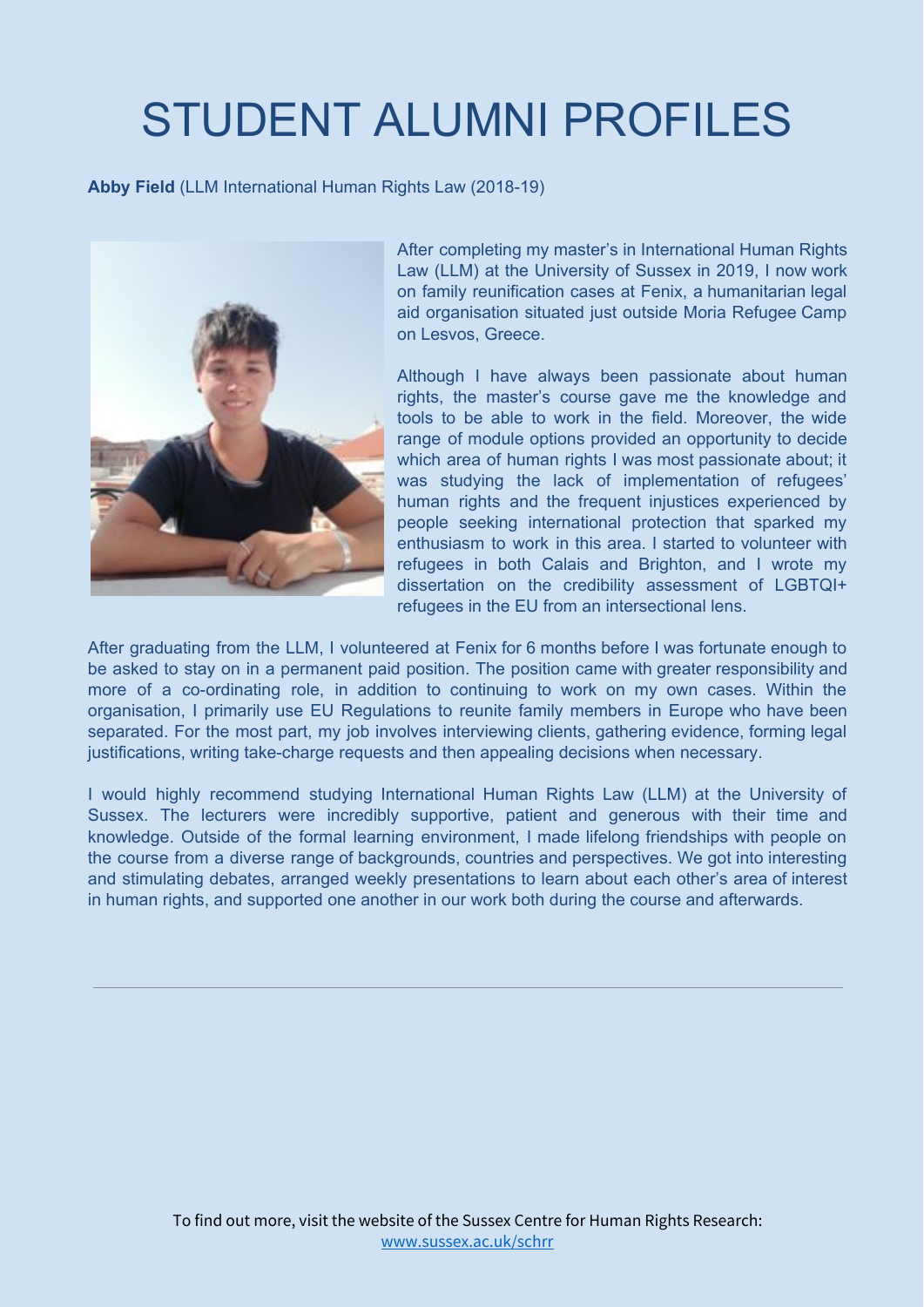# STUDENT ALUMNI PROFILES

**Abby Field** (LLM International Human Rights Law (2018-19)

After completing my master's in International Human Rights Law (LLM) at the University of Sussex in 2019, I now work on family reunification cases at Fenix, a humanitarian legal aid organisation situated just outside Moria Refugee Camp on Lesvos, Greece.

Although I have always been passionate about human rights, the master's course gave me the knowledge and tools to be able to work in the field. Moreover, the wide range of module options provided an opportunity to decide which area of human rights I was most passionate about; it was studying the lack of implementation of refugees' human rights and the frequent injustices experienced by people seeking international protection that sparked my enthusiasm to work in this area. I started to volunteer with refugees in both Calais and Brighton, and I wrote my dissertation on the credibility assessment of LGBTQI+ refugees in the EU from an intersectional lens.

After graduating from the LLM, I volunteered at Fenix for 6 months before I was fortunate enough to be asked to stay on in a permanent paid position. The position came with greater responsibility and more of a co-ordinating role, in addition to continuing to work on my own cases. Within the organisation, I primarily use EU Regulations to reunite family members in Europe who have been separated. For the most part, my job involves interviewing clients, gathering evidence, forming legal justifications, writing take-charge requests and then appealing decisions when necessary.

I would highly recommend studying International Human Rights Law (LLM) at the University of Sussex. The lecturers were incredibly supportive, patient and generous with their time and knowledge. Outside of the formal learning environment, I made lifelong friendships with people on the course from a diverse range of backgrounds, countries and perspectives. We got into interesting and stimulating debates, arranged weekly presentations to learn about each other's area of interest in human rights, and supported one another in our work both during the course and afterwards.

---

To find out more, visit the website of the Sussex Centre for Human Rights Research: www.sussex.ac.uk/schrr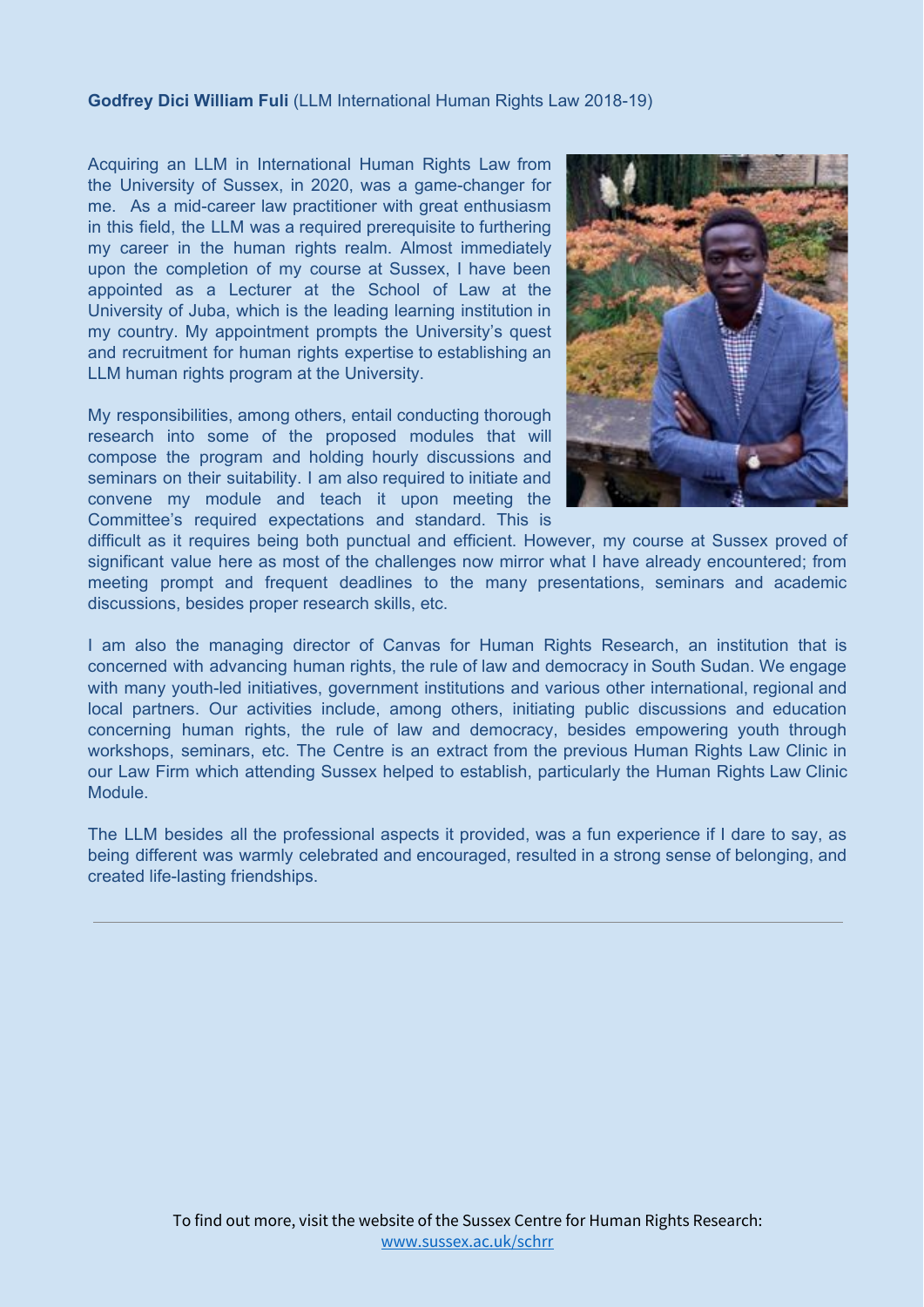**Godfrey Dici William Fuli** (LLM International Human Rights Law 2018-19)

Acquiring an LLM in International Human Rights Law from the University of Sussex, in 2020, was a game-changer for me. As a mid-career law practitioner with great enthusiasm in this field, the LLM was a required prerequisite to furthering my career in the human rights realm. Almost immediately upon the completion of my course at Sussex, I have been appointed as a Lecturer at the School of Law at the University of Juba, which is the leading learning institution in my country. My appointment prompts the University's quest and recruitment for human rights expertise to establishing an LLM human rights program at the University.

My responsibilities, among others, entail conducting thorough research into some of the proposed modules that will compose the program and holding hourly discussions and seminars on their suitability. I am also required to initiate and convene my module and teach it upon meeting the Committee's required expectations and standard. This is difficult as it requires being both punctual and efficient. However, my course at Sussex proved of significant value here as most of the challenges now mirror what I have already encountered; from meeting prompt and frequent deadlines to the many presentations, seminars and academic discussions, besides proper research skills, etc.

I am also the managing director of Canvas for Human Rights Research, an institution that is concerned with advancing human rights, the rule of law and democracy in South Sudan. We engage with many youth-led initiatives, government institutions and various other international, regional and local partners. Our activities include, among others, initiating public discussions and education concerning human rights, the rule of law and democracy, besides empowering youth through workshops, seminars, etc. The Centre is an extract from the previous Human Rights Law Clinic in our Law Firm which attending Sussex helped to establish, particularly the Human Rights Law Clinic Module.

The LLM besides all the professional aspects it provided, was a fun experience if I dare to say, as being different was warmly celebrated and encouraged, resulted in a strong sense of belonging, and created life-lasting friendships.

---

To find out more, visit the website of the Sussex Centre for Human Rights Research: www.sussex.ac.uk/schrr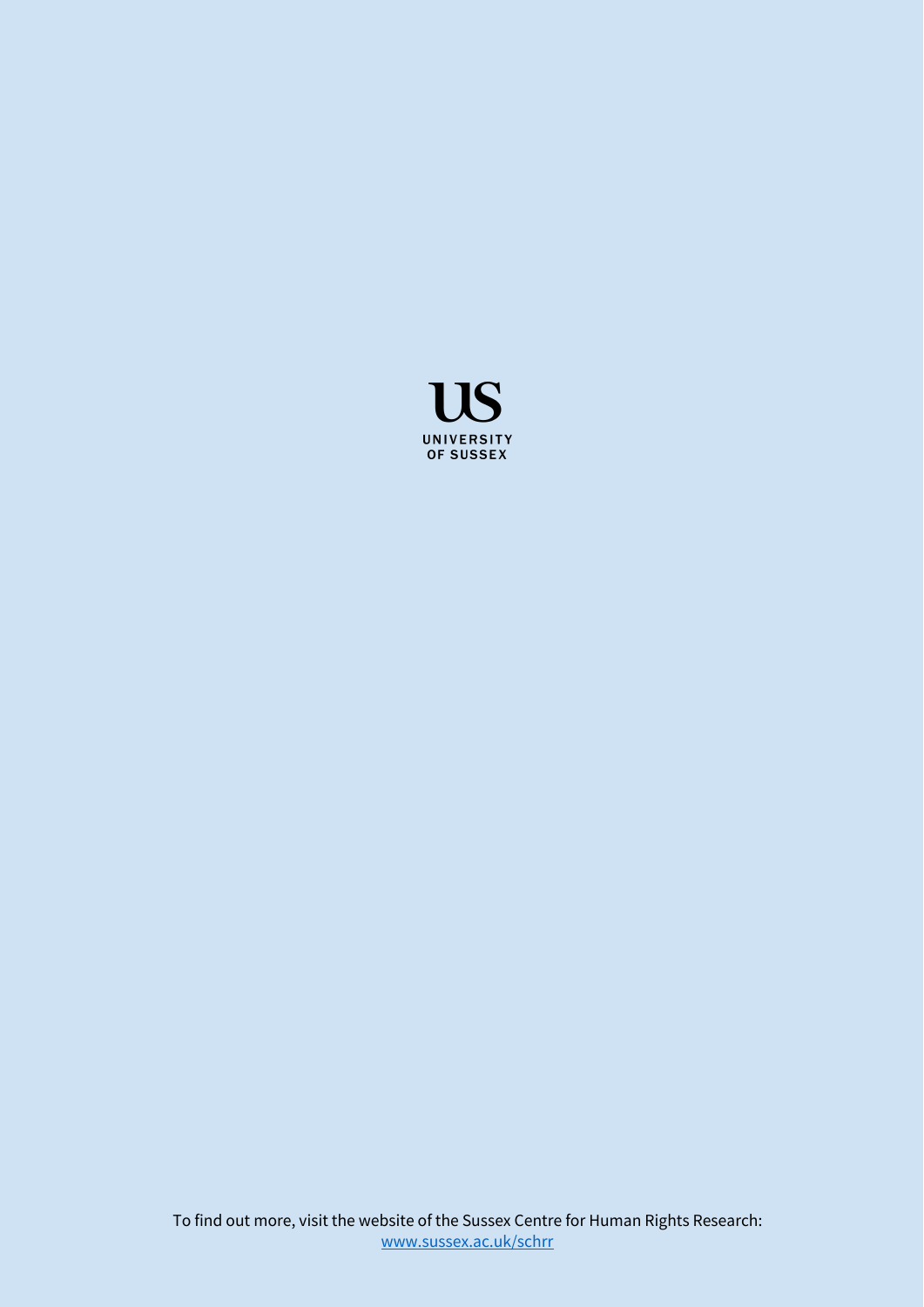US

UNIVERSITY
OF SUSSEX

To find out more, visit the website of the Sussex Centre for Human Rights Research:
[www.sussex.ac.uk/schrr](http://www.sussex.ac.uk/schrr)